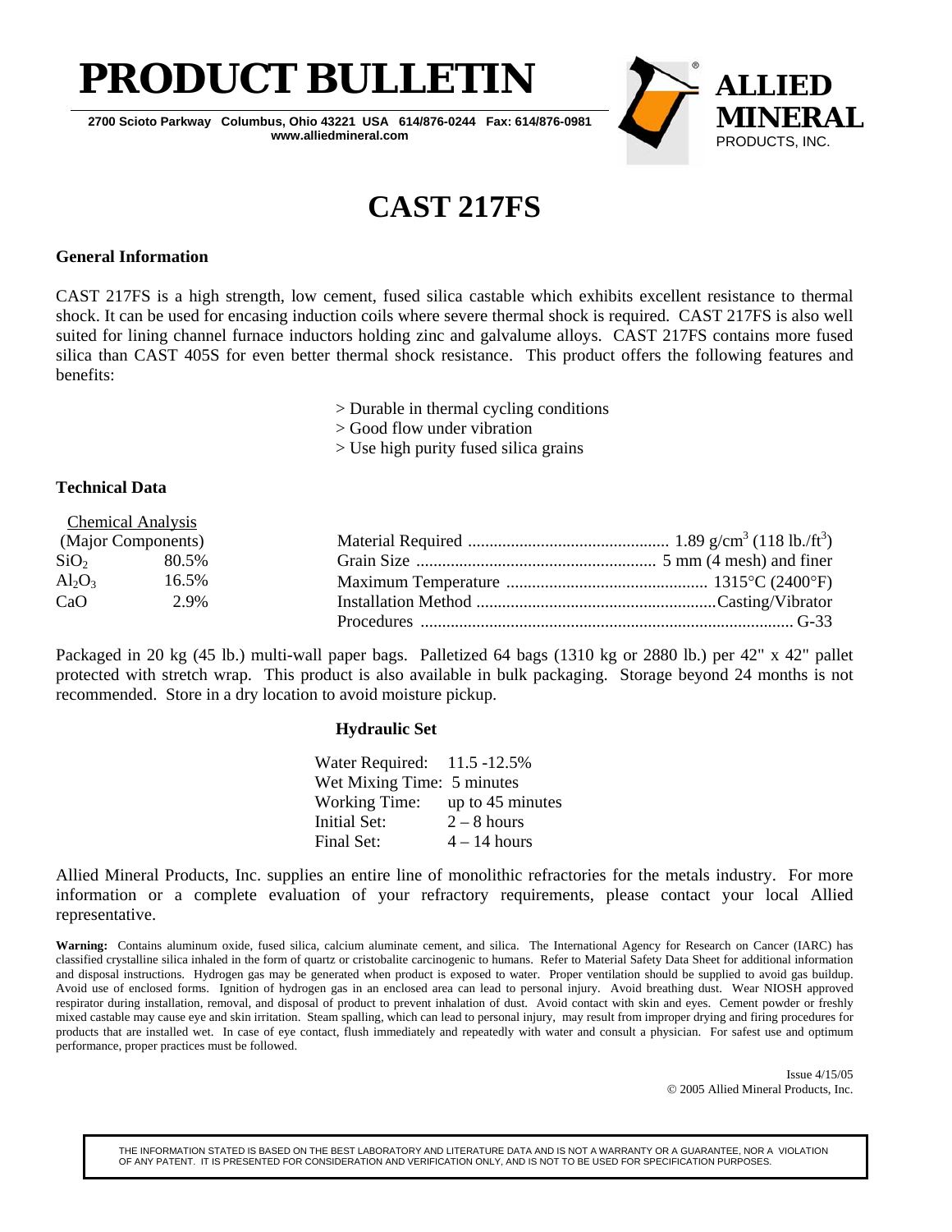# PRODUCT BULLETIN

**2700 Scioto Parkway Columbus, Ohio 43221 USA 614/876-0244 Fax: 614/876-0981**
**www.alliedmineral.com**

**ALLIED MINERAL** PRODUCTS, INC.

# CAST 217FS

### General Information

CAST 217FS is a high strength, low cement, fused silica castable which exhibits excellent resistance to thermal shock. It can be used for encasing induction coils where severe thermal shock is required. CAST 217FS is also well suited for lining channel furnace inductors holding zinc and galvalume alloys. CAST 217FS contains more fused silica than CAST 405S for even better thermal shock resistance. This product offers the following features and benefits:

> Durable in thermal cycling conditions
> Good flow under vibration
> Use high purity fused silica grains

### Technical Data

| Chemical Analysis (Major Components) | |
|---|---|
| $SiO_2$ | 80.5% |
| $Al_2O_3$ | 16.5% |
| CaO | 2.9% |

| | |
|---|---|
| Material Required | 1.89 g/cm$^3$ (118 lb./ft$^3$) |
| Grain Size | 5 mm (4 mesh) and finer |
| Maximum Temperature | 1315°C (2400°F) |
| Installation Method | Casting/Vibrator |
| Procedures | G-33 |

Packaged in 20 kg (45 lb.) multi-wall paper bags. Palletized 64 bags (1310 kg or 2880 lb.) per 42" x 42" pallet protected with stretch wrap. This product is also available in bulk packaging. Storage beyond 24 months is not recommended. Store in a dry location to avoid moisture pickup.

### Hydraulic Set

| | |
|---|---|
| Water Required: | 11.5 -12.5% |
| Wet Mixing Time: | 5 minutes |
| Working Time: | up to 45 minutes |
| Initial Set: | 2 – 8 hours |
| Final Set: | 4 – 14 hours |

Allied Mineral Products, Inc. supplies an entire line of monolithic refractories for the metals industry. For more information or a complete evaluation of your refractory requirements, please contact your local Allied representative.

**Warning:** Contains aluminum oxide, fused silica, calcium aluminate cement, and silica. The International Agency for Research on Cancer (IARC) has classified crystalline silica inhaled in the form of quartz or cristobalite carcinogenic to humans. Refer to Material Safety Data Sheet for additional information and disposal instructions. Hydrogen gas may be generated when product is exposed to water. Proper ventilation should be supplied to avoid gas buildup. Avoid use of enclosed forms. Ignition of hydrogen gas in an enclosed area can lead to personal injury. Avoid breathing dust. Wear NIOSH approved respirator during installation, removal, and disposal of product to prevent inhalation of dust. Avoid contact with skin and eyes. Cement powder or freshly mixed castable may cause eye and skin irritation. Steam spalling, which can lead to personal injury, may result from improper drying and firing procedures for products that are installed wet. In case of eye contact, flush immediately and repeatedly with water and consult a physician. For safest use and optimum performance, proper practices must be followed.

Issue 4/15/05
© 2005 Allied Mineral Products, Inc.

THE INFORMATION STATED IS BASED ON THE BEST LABORATORY AND LITERATURE DATA AND IS NOT A WARRANTY OR A GUARANTEE, NOR A VIOLATION OF ANY PATENT. IT IS PRESENTED FOR CONSIDERATION AND VERIFICATION ONLY, AND IS NOT TO BE USED FOR SPECIFICATION PURPOSES.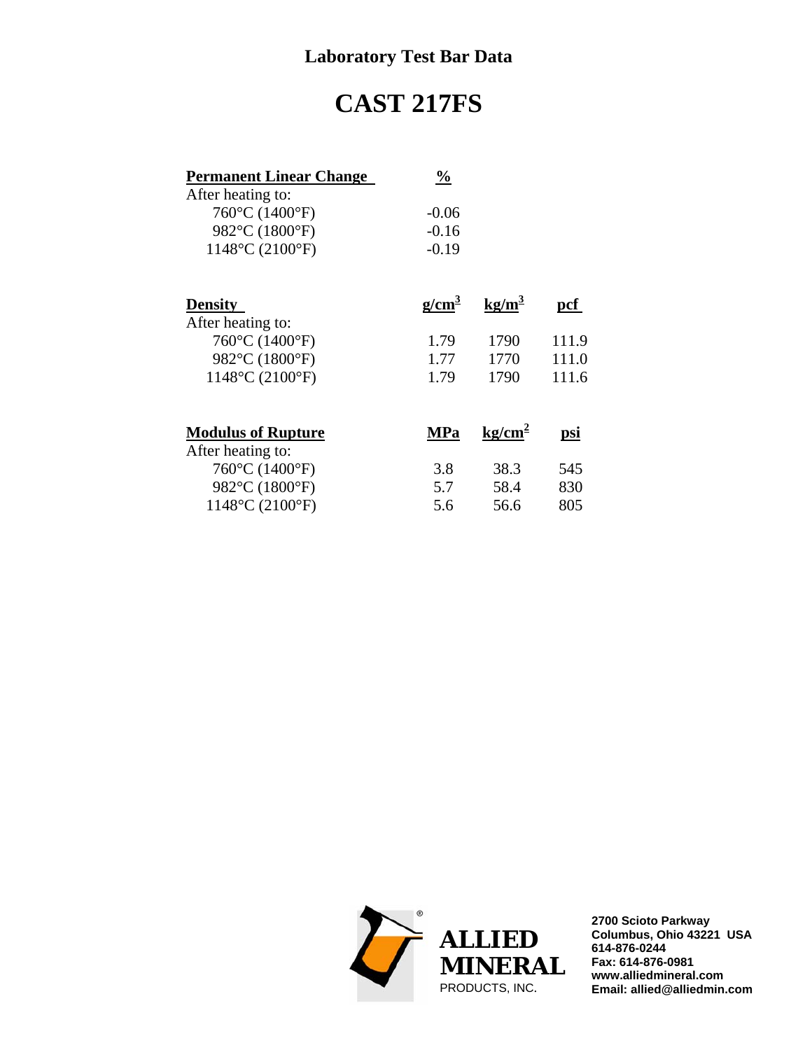## Laboratory Test Bar Data

# CAST 217FS

| **Permanent Linear Change** | **%** |
|---|---|
| After heating to: | |
| 760°C (1400°F) | -0.06 |
| 982°C (1800°F) | -0.16 |
| 1148°C (2100°F) | -0.19 |

| **Density** | **$g/cm^3$** | **$kg/m^3$** | **pcf** |
|---|---|---|---|
| After heating to: | | | |
| 760°C (1400°F) | 1.79 | 1790 | 111.9 |
| 982°C (1800°F) | 1.77 | 1770 | 111.0 |
| 1148°C (2100°F) | 1.79 | 1790 | 111.6 |

| **Modulus of Rupture** | **MPa** | **$kg/cm^2$** | **psi** |
|---|---|---|---|
| After heating to: | | | |
| 760°C (1400°F) | 3.8 | 38.3 | 545 |
| 982°C (1800°F) | 5.7 | 58.4 | 830 |
| 1148°C (2100°F) | 5.6 | 56.6 | 805 |

ALLIED MINERAL PRODUCTS, INC.

2700 Scioto Parkway
Columbus, Ohio 43221 USA
614-876-0244
Fax: 614-876-0981
www.alliedmineral.com
Email: allied@alliedmin.com